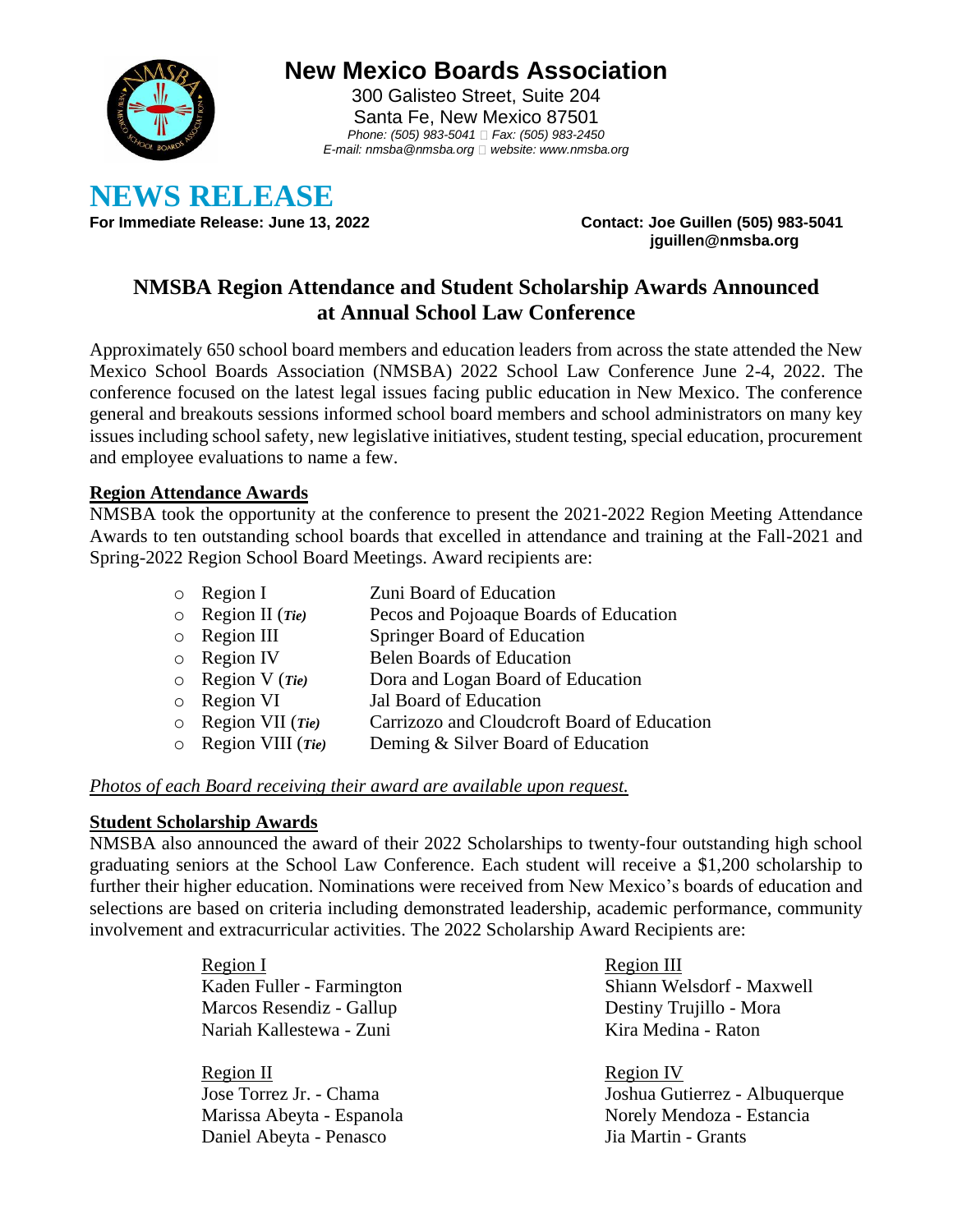# New Mexico Boards Association

300 Galisteo Street, Suite 204
Santa Fe, New Mexico 87501
*Phone: (505) 983-5041 Fax: (505) 983-2450*
*E-mail: nmsba@nmsba.org website: www.nmsba.org*

# NEWS RELEASE

**For Immediate Release: June 13, 2022**

**Contact: Joe Guillen (505) 983-5041**
**jguillen@nmsba.org**

## NMSBA Region Attendance and Student Scholarship Awards Announced at Annual School Law Conference

Approximately 650 school board members and education leaders from across the state attended the New Mexico School Boards Association (NMSBA) 2022 School Law Conference June 2-4, 2022. The conference focused on the latest legal issues facing public education in New Mexico. The conference general and breakouts sessions informed school board members and school administrators on many key issues including school safety, new legislative initiatives, student testing, special education, procurement and employee evaluations to name a few.

### Region Attendance Awards

NMSBA took the opportunity at the conference to present the 2021-2022 Region Meeting Attendance Awards to ten outstanding school boards that excelled in attendance and training at the Fall-2021 and Spring-2022 Region School Board Meetings. Award recipients are:

- Region I — Zuni Board of Education
- Region II (***Tie***) — Pecos and Pojoaque Boards of Education
- Region III — Springer Board of Education
- Region IV — Belen Boards of Education
- Region V (***Tie***) — Dora and Logan Board of Education
- Region VI — Jal Board of Education
- Region VII (***Tie***) — Carrizozo and Cloudcroft Board of Education
- Region VIII (***Tie***) — Deming & Silver Board of Education

*Photos of each Board receiving their award are available upon request.*

### Student Scholarship Awards

NMSBA also announced the award of their 2022 Scholarships to twenty-four outstanding high school graduating seniors at the School Law Conference. Each student will receive a $1,200 scholarship to further their higher education. Nominations were received from New Mexico's boards of education and selections are based on criteria including demonstrated leadership, academic performance, community involvement and extracurricular activities. The 2022 Scholarship Award Recipients are:

Region I
Kaden Fuller - Farmington
Marcos Resendiz - Gallup
Nariah Kallestewa - Zuni

Region II
Jose Torrez Jr. - Chama
Marissa Abeyta - Espanola
Daniel Abeyta - Penasco

Region III
Shiann Welsdorf - Maxwell
Destiny Trujillo - Mora
Kira Medina - Raton

Region IV
Joshua Gutierrez - Albuquerque
Norely Mendoza - Estancia
Jia Martin - Grants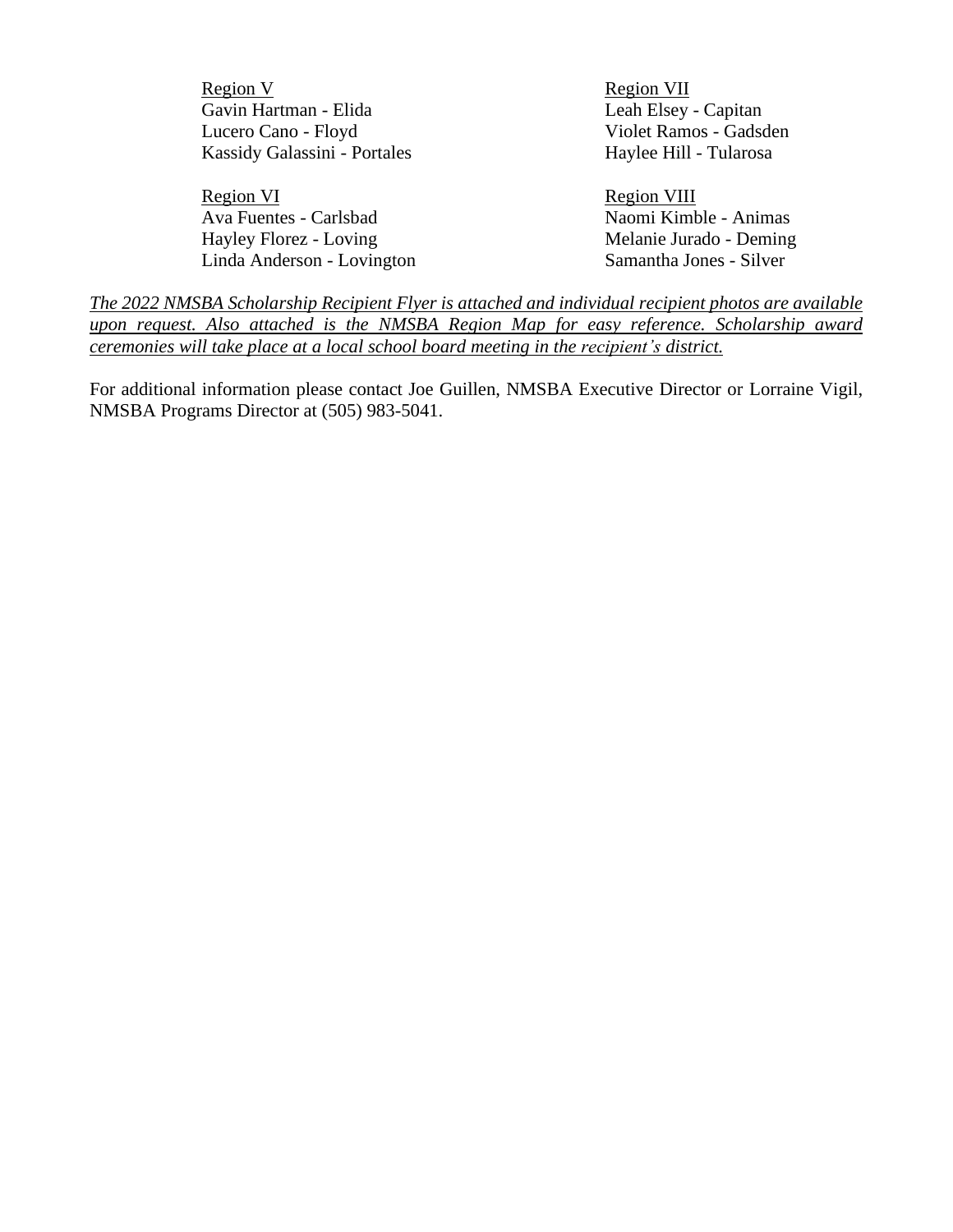Region V
Gavin Hartman - Elida
Lucero Cano - Floyd
Kassidy Galassini - Portales

Region VI
Ava Fuentes - Carlsbad
Hayley Florez - Loving
Linda Anderson - Lovington

Region VII
Leah Elsey - Capitan
Violet Ramos - Gadsden
Haylee Hill - Tularosa

Region VIII
Naomi Kimble - Animas
Melanie Jurado - Deming
Samantha Jones - Silver

*The 2022 NMSBA Scholarship Recipient Flyer is attached and individual recipient photos are available upon request. Also attached is the NMSBA Region Map for easy reference. Scholarship award ceremonies will take place at a local school board meeting in the recipient's district.*

For additional information please contact Joe Guillen, NMSBA Executive Director or Lorraine Vigil, NMSBA Programs Director at (505) 983-5041.